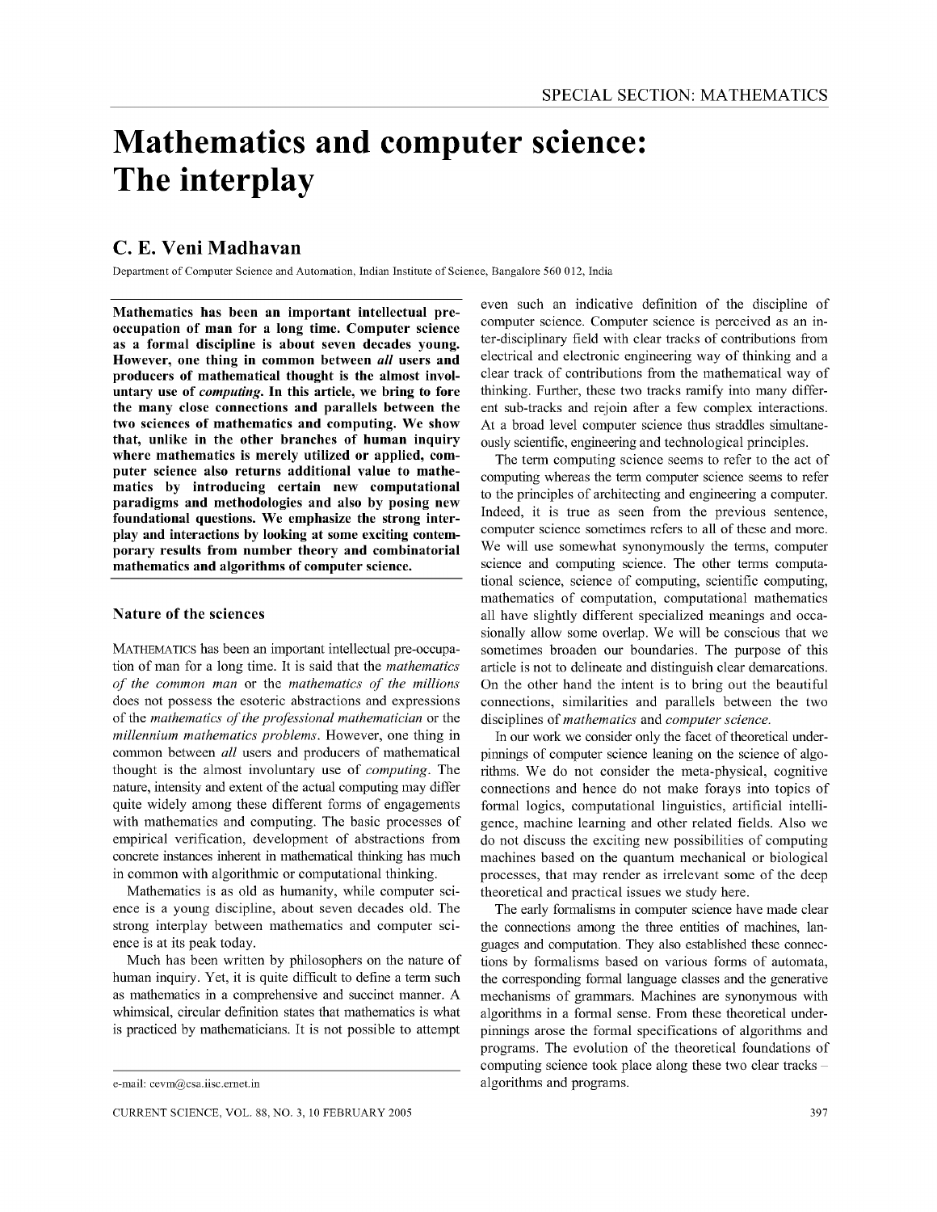# Mathematics and computer science: The interplay

## C. E. Veni Madhavan

Department of Computer Science and Automation, Indian Institute of Science, Bangalore 560 012, India

**Mathematics has been an important intellectual preoccupation of man for a long time. Computer science as a formal discipline is about seven decades young. However, one thing in common between *all* users and producers of mathematical thought is the almost involuntary use of *computing*. In this article, we bring to fore the many close connections and parallels between the two sciences of mathematics and computing. We show that, unlike in the other branches of human inquiry where mathematics is merely utilized or applied, computer science also returns additional value to mathematics by introducing certain new computational paradigms and methodologies and also by posing new foundational questions. We emphasize the strong interplay and interactions by looking at some exciting contemporary results from number theory and combinatorial mathematics and algorithms of computer science.**

## Nature of the sciences

MATHEMATICS has been an important intellectual pre-occupation of man for a long time. It is said that the *mathematics of the common man* or the *mathematics of the millions* does not possess the esoteric abstractions and expressions of the *mathematics of the professional mathematician* or the *millennium mathematics problems*. However, one thing in common between *all* users and producers of mathematical thought is the almost involuntary use of *computing*. The nature, intensity and extent of the actual computing may differ quite widely among these different forms of engagements with mathematics and computing. The basic processes of empirical verification, development of abstractions from concrete instances inherent in mathematical thinking has much in common with algorithmic or computational thinking.

Mathematics is as old as humanity, while computer science is a young discipline, about seven decades old. The strong interplay between mathematics and computer science is at its peak today.

Much has been written by philosophers on the nature of human inquiry. Yet, it is quite difficult to define a term such as mathematics in a comprehensive and succinct manner. A whimsical, circular definition states that mathematics is what is practiced by mathematicians. It is not possible to attempt even such an indicative definition of the discipline of computer science. Computer science is perceived as an inter-disciplinary field with clear tracks of contributions from electrical and electronic engineering way of thinking and a clear track of contributions from the mathematical way of thinking. Further, these two tracks ramify into many different sub-tracks and rejoin after a few complex interactions. At a broad level computer science thus straddles simultaneously scientific, engineering and technological principles.

The term computing science seems to refer to the act of computing whereas the term computer science seems to refer to the principles of architecting and engineering a computer. Indeed, it is true as seen from the previous sentence, computer science sometimes refers to all of these and more. We will use somewhat synonymously the terms, computer science and computing science. The other terms computational science, science of computing, scientific computing, mathematics of computation, computational mathematics all have slightly different specialized meanings and occasionally allow some overlap. We will be conscious that we sometimes broaden our boundaries. The purpose of this article is not to delineate and distinguish clear demarcations. On the other hand the intent is to bring out the beautiful connections, similarities and parallels between the two disciplines of *mathematics* and *computer science*.

In our work we consider only the facet of theoretical underpinnings of computer science leaning on the science of algorithms. We do not consider the meta-physical, cognitive connections and hence do not make forays into topics of formal logics, computational linguistics, artificial intelligence, machine learning and other related fields. Also we do not discuss the exciting new possibilities of computing machines based on the quantum mechanical or biological processes, that may render as irrelevant some of the deep theoretical and practical issues we study here.

The early formalisms in computer science have made clear the connections among the three entities of machines, languages and computation. They also established these connections by formalisms based on various forms of automata, the corresponding formal language classes and the generative mechanisms of grammars. Machines are synonymous with algorithms in a formal sense. From these theoretical underpinnings arose the formal specifications of algorithms and programs. The evolution of the theoretical foundations of computing science took place along these two clear tracks – algorithms and programs.

e-mail: cevm@csa.iisc.ernet.in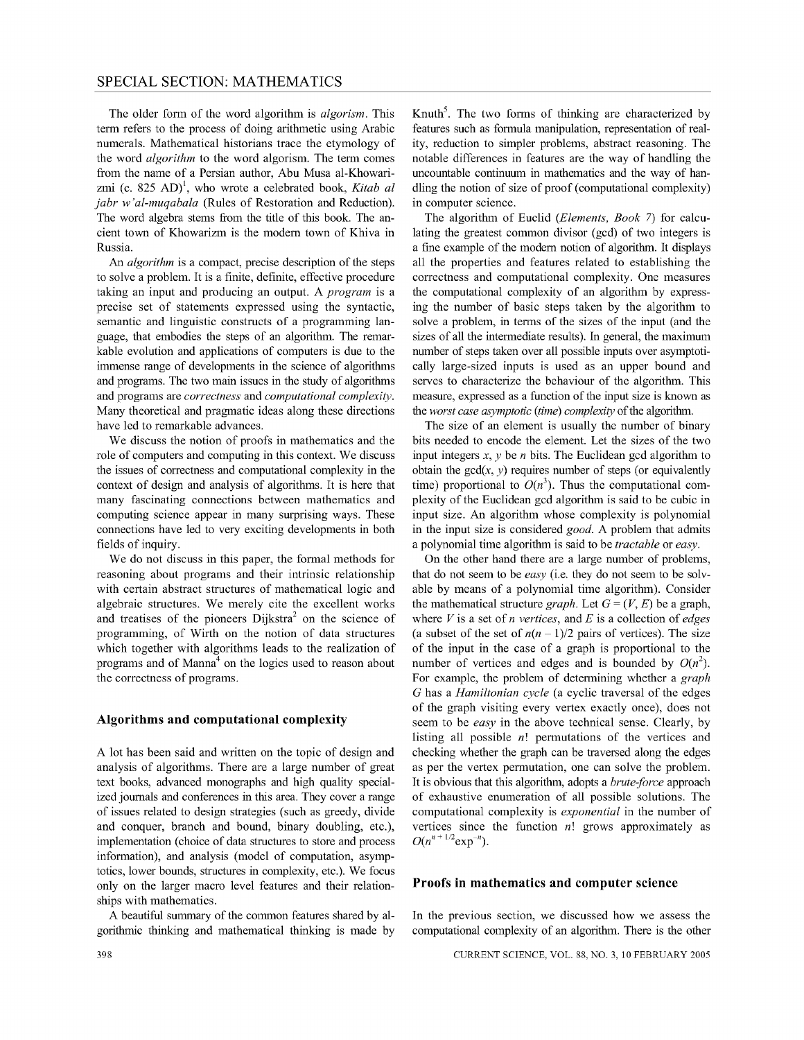The older form of the word algorithm is *algorism*. This term refers to the process of doing arithmetic using Arabic numerals. Mathematical historians trace the etymology of the word *algorithm* to the word algorism. The term comes from the name of a Persian author, Abu Musa al-Khowarizmi (c. 825 AD)[1], who wrote a celebrated book, *Kitab al jabr w'al-muqabala* (Rules of Restoration and Reduction). The word algebra stems from the title of this book. The ancient town of Khowarizm is the modern town of Khiva in Russia.

An *algorithm* is a compact, precise description of the steps to solve a problem. It is a finite, definite, effective procedure taking an input and producing an output. A *program* is a precise set of statements expressed using the syntactic, semantic and linguistic constructs of a programming language, that embodies the steps of an algorithm. The remarkable evolution and applications of computers is due to the immense range of developments in the science of algorithms and programs. The two main issues in the study of algorithms and programs are *correctness* and *computational complexity*. Many theoretical and pragmatic ideas along these directions have led to remarkable advances.

We discuss the notion of proofs in mathematics and the role of computers and computing in this context. We discuss the issues of correctness and computational complexity in the context of design and analysis of algorithms. It is here that many fascinating connections between mathematics and computing science appear in many surprising ways. These connections have led to very exciting developments in both fields of inquiry.

We do not discuss in this paper, the formal methods for reasoning about programs and their intrinsic relationship with certain abstract structures of mathematical logic and algebraic structures. We merely cite the excellent works and treatises of the pioneers Dijkstra[2] on the science of programming, of Wirth on the notion of data structures which together with algorithms leads to the realization of programs and of Manna[4] on the logics used to reason about the correctness of programs.

## Algorithms and computational complexity

A lot has been said and written on the topic of design and analysis of algorithms. There are a large number of great text books, advanced monographs and high quality specialized journals and conferences in this area. They cover a range of issues related to design strategies (such as greedy, divide and conquer, branch and bound, binary doubling, etc.), implementation (choice of data structures to store and process information), and analysis (model of computation, asymptotics, lower bounds, structures in complexity, etc.). We focus only on the larger macro level features and their relationships with mathematics.

A beautiful summary of the common features shared by algorithmic thinking and mathematical thinking is made by Knuth[5]. The two forms of thinking are characterized by features such as formula manipulation, representation of reality, reduction to simpler problems, abstract reasoning. The notable differences in features are the way of handling the uncountable continuum in mathematics and the way of handling the notion of size of proof (computational complexity) in computer science.

The algorithm of Euclid (*Elements, Book 7*) for calculating the greatest common divisor (gcd) of two integers is a fine example of the modern notion of algorithm. It displays all the properties and features related to establishing the correctness and computational complexity. One measures the computational complexity of an algorithm by expressing the number of basic steps taken by the algorithm to solve a problem, in terms of the sizes of the input (and the sizes of all the intermediate results). In general, the maximum number of steps taken over all possible inputs over asymptotically large-sized inputs is used as an upper bound and serves to characterize the behaviour of the algorithm. This measure, expressed as a function of the input size is known as the *worst case asymptotic (time) complexity* of the algorithm.

The size of an element is usually the number of binary bits needed to encode the element. Let the sizes of the two input integers $x$, $y$ be $n$ bits. The Euclidean gcd algorithm to obtain the gcd($x$, $y$) requires number of steps (or equivalently time) proportional to $O(n^3)$. Thus the computational complexity of the Euclidean gcd algorithm is said to be cubic in input size. An algorithm whose complexity is polynomial in the input size is considered *good*. A problem that admits a polynomial time algorithm is said to be *tractable* or *easy*.

On the other hand there are a large number of problems, that do not seem to be *easy* (i.e. they do not seem to be solvable by means of a polynomial time algorithm). Consider the mathematical structure *graph*. Let $G = (V, E)$ be a graph, where $V$ is a set of $n$ *vertices*, and $E$ is a collection of *edges* (a subset of the set of $n(n-1)/2$ pairs of vertices). The size of the input in the case of a graph is proportional to the number of vertices and edges and is bounded by $O(n^2)$. For example, the problem of determining whether a *graph* $G$ has a *Hamiltonian cycle* (a cyclic traversal of the edges of the graph visiting every vertex exactly once), does not seem to be *easy* in the above technical sense. Clearly, by listing all possible $n!$ permutations of the vertices and checking whether the graph can be traversed along the edges as per the vertex permutation, one can solve the problem. It is obvious that this algorithm, adopts a *brute-force* approach of exhaustive enumeration of all possible solutions. The computational complexity is *exponential* in the number of vertices since the function $n!$ grows approximately as $O(n^{n+1/2}\exp^{-n})$.

## Proofs in mathematics and computer science

In the previous section, we discussed how we assess the computational complexity of an algorithm. There is the other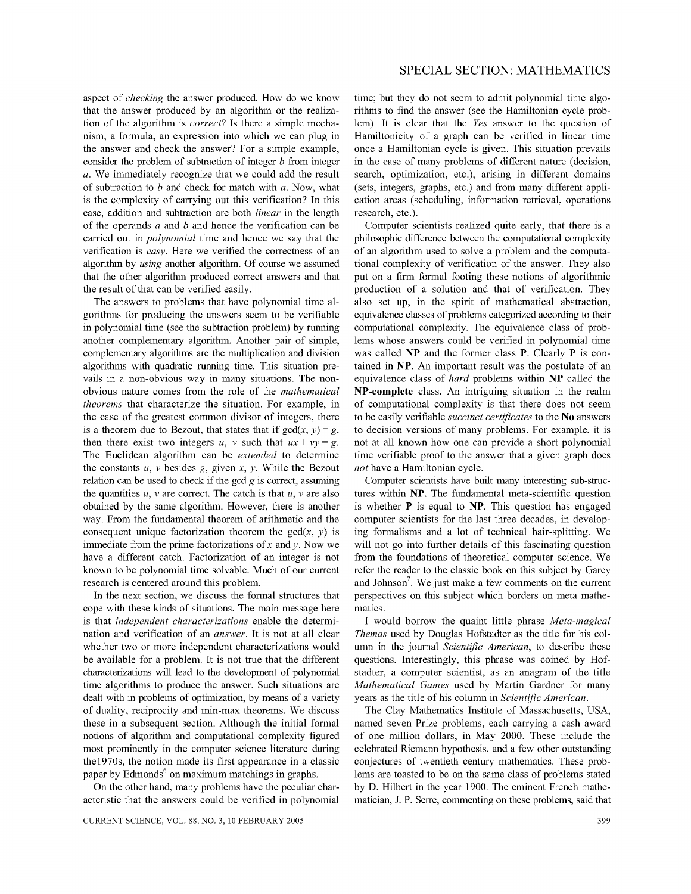aspect of *checking* the answer produced. How do we know that the answer produced by an algorithm or the realization of the algorithm is *correct*? Is there a simple mechanism, a formula, an expression into which we can plug in the answer and check the answer? For a simple example, consider the problem of subtraction of integer $b$ from integer $a$. We immediately recognize that we could add the result of subtraction to $b$ and check for match with $a$. Now, what is the complexity of carrying out this verification? In this case, addition and subtraction are both *linear* in the length of the operands $a$ and $b$ and hence the verification can be carried out in *polynomial* time and hence we say that the verification is *easy*. Here we verified the correctness of an algorithm by *using* another algorithm. Of course we assumed that the other algorithm produced correct answers and that the result of that can be verified easily.

The answers to problems that have polynomial time algorithms for producing the answers seem to be verifiable in polynomial time (see the subtraction problem) by running another complementary algorithm. Another pair of simple, complementary algorithms are the multiplication and division algorithms with quadratic running time. This situation prevails in a non-obvious way in many situations. The non-obvious nature comes from the role of the *mathematical theorems* that characterize the situation. For example, in the case of the greatest common divisor of integers, there is a theorem due to Bezout, that states that if $\gcd(x, y) = g$, then there exist two integers $u$, $v$ such that $ux + vy = g$. The Euclidean algorithm can be *extended* to determine the constants $u$, $v$ besides $g$, given $x$, $y$. While the Bezout relation can be used to check if the gcd $g$ is correct, assuming the quantities $u$, $v$ are correct. The catch is that $u$, $v$ are also obtained by the same algorithm. However, there is another way. From the fundamental theorem of arithmetic and the consequent unique factorization theorem the $\gcd(x, y)$ is immediate from the prime factorizations of $x$ and $y$. Now we have a different catch. Factorization of an integer is not known to be polynomial time solvable. Much of our current research is centered around this problem.

In the next section, we discuss the formal structures that cope with these kinds of situations. The main message here is that *independent characterizations* enable the determination and verification of an *answer*. It is not at all clear whether two or more independent characterizations would be available for a problem. It is not true that the different characterizations will lead to the development of polynomial time algorithms to produce the answer. Such situations are dealt with in problems of optimization, by means of a variety of duality, reciprocity and min-max theorems. We discuss these in a subsequent section. Although the initial formal notions of algorithm and computational complexity figured most prominently in the computer science literature during the1970s, the notion made its first appearance in a classic paper by Edmonds[6] on maximum matchings in graphs.

On the other hand, many problems have the peculiar characteristic that the answers could be verified in polynomial time; but they do not seem to admit polynomial time algorithms to find the answer (see the Hamiltonian cycle problem). It is clear that the *Yes* answer to the question of Hamiltonicity of a graph can be verified in linear time once a Hamiltonian cycle is given. This situation prevails in the case of many problems of different nature (decision, search, optimization, etc.), arising in different domains (sets, integers, graphs, etc.) and from many different application areas (scheduling, information retrieval, operations research, etc.).

Computer scientists realized quite early, that there is a philosophic difference between the computational complexity of an algorithm used to solve a problem and the computational complexity of verification of the answer. They also put on a firm formal footing these notions of algorithmic production of a solution and that of verification. They also set up, in the spirit of mathematical abstraction, equivalence classes of problems categorized according to their computational complexity. The equivalence class of problems whose answers could be verified in polynomial time was called **NP** and the former class **P**. Clearly **P** is contained in **NP**. An important result was the postulate of an equivalence class of *hard* problems within **NP** called the **NP-complete** class. An intriguing situation in the realm of computational complexity is that there does not seem to be easily verifiable *succinct certificates* to the **No** answers to decision versions of many problems. For example, it is not at all known how one can provide a short polynomial time verifiable proof to the answer that a given graph does *not* have a Hamiltonian cycle.

Computer scientists have built many interesting sub-structures within **NP**. The fundamental meta-scientific question is whether **P** is equal to **NP**. This question has engaged computer scientists for the last three decades, in developing formalisms and a lot of technical hair-splitting. We will not go into further details of this fascinating question from the foundations of theoretical computer science. We refer the reader to the classic book on this subject by Garey and Johnson[7]. We just make a few comments on the current perspectives on this subject which borders on meta mathematics.

I would borrow the quaint little phrase *Meta-magical Themas* used by Douglas Hofstadter as the title for his column in the journal *Scientific American*, to describe these questions. Interestingly, this phrase was coined by Hofstadter, a computer scientist, as an anagram of the title *Mathematical Games* used by Martin Gardner for many years as the title of his column in *Scientific American*.

The Clay Mathematics Institute of Massachusetts, USA, named seven Prize problems, each carrying a cash award of one million dollars, in May 2000. These include the celebrated Riemann hypothesis, and a few other outstanding conjectures of twentieth century mathematics. These problems are toasted to be on the same class of problems stated by D. Hilbert in the year 1900. The eminent French mathematician, J. P. Serre, commenting on these problems, said that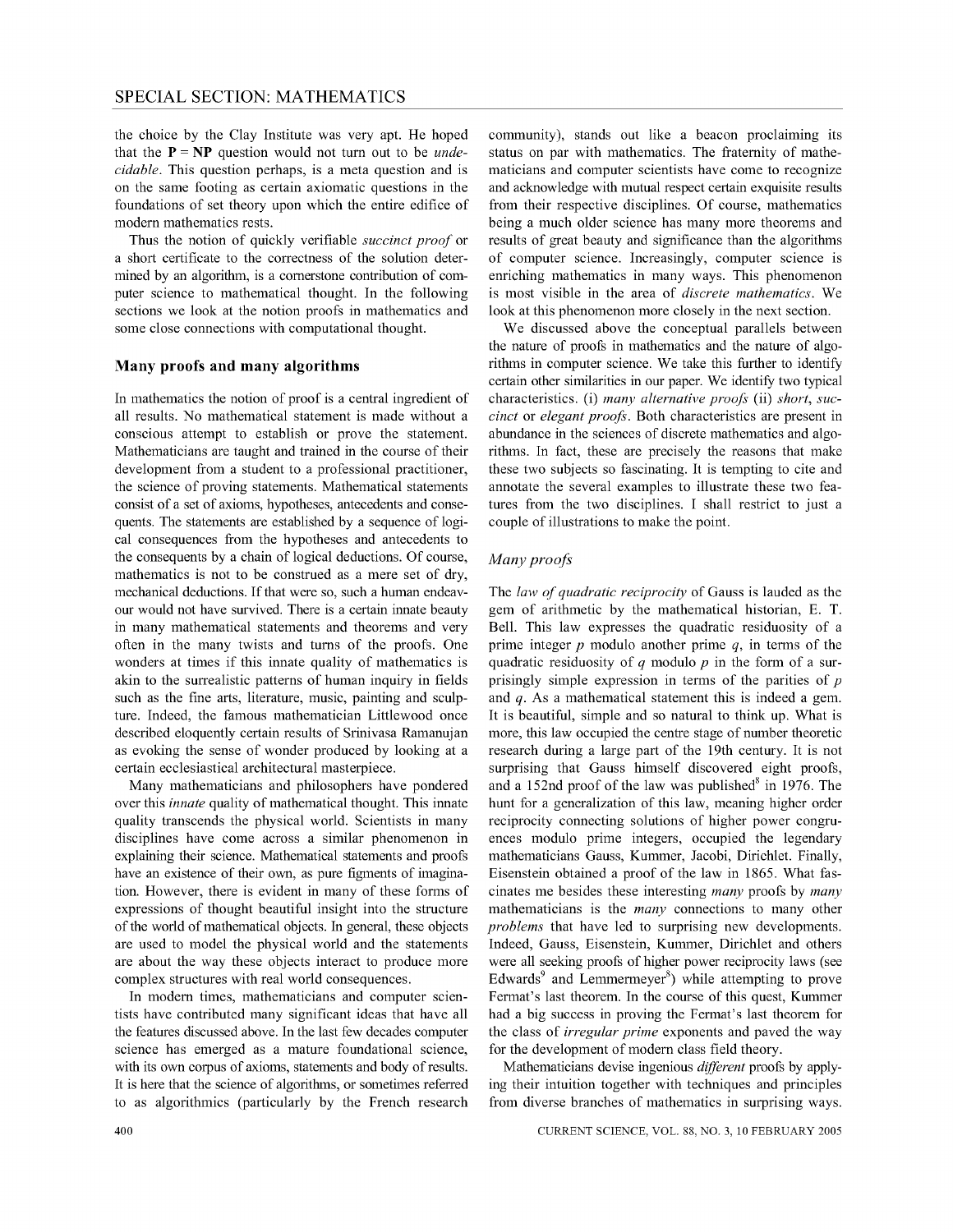the choice by the Clay Institute was very apt. He hoped that the $\mathbf{P} = \mathbf{NP}$ question would not turn out to be *undecidable*. This question perhaps, is a meta question and is on the same footing as certain axiomatic questions in the foundations of set theory upon which the entire edifice of modern mathematics rests.

Thus the notion of quickly verifiable *succinct proof* or a short certificate to the correctness of the solution determined by an algorithm, is a cornerstone contribution of computer science to mathematical thought. In the following sections we look at the notion proofs in mathematics and some close connections with computational thought.

## Many proofs and many algorithms

In mathematics the notion of proof is a central ingredient of all results. No mathematical statement is made without a conscious attempt to establish or prove the statement. Mathematicians are taught and trained in the course of their development from a student to a professional practitioner, the science of proving statements. Mathematical statements consist of a set of axioms, hypotheses, antecedents and consequents. The statements are established by a sequence of logical consequences from the hypotheses and antecedents to the consequents by a chain of logical deductions. Of course, mathematics is not to be construed as a mere set of dry, mechanical deductions. If that were so, such a human endeavour would not have survived. There is a certain innate beauty in many mathematical statements and theorems and very often in the many twists and turns of the proofs. One wonders at times if this innate quality of mathematics is akin to the surrealistic patterns of human inquiry in fields such as the fine arts, literature, music, painting and sculpture. Indeed, the famous mathematician Littlewood once described eloquently certain results of Srinivasa Ramanujan as evoking the sense of wonder produced by looking at a certain ecclesiastical architectural masterpiece.

Many mathematicians and philosophers have pondered over this *innate* quality of mathematical thought. This innate quality transcends the physical world. Scientists in many disciplines have come across a similar phenomenon in explaining their science. Mathematical statements and proofs have an existence of their own, as pure figments of imagination. However, there is evident in many of these forms of expressions of thought beautiful insight into the structure of the world of mathematical objects. In general, these objects are used to model the physical world and the statements are about the way these objects interact to produce more complex structures with real world consequences.

In modern times, mathematicians and computer scientists have contributed many significant ideas that have all the features discussed above. In the last few decades computer science has emerged as a mature foundational science, with its own corpus of axioms, statements and body of results. It is here that the science of algorithms, or sometimes referred to as algorithmics (particularly by the French research community), stands out like a beacon proclaiming its status on par with mathematics. The fraternity of mathematicians and computer scientists have come to recognize and acknowledge with mutual respect certain exquisite results from their respective disciplines. Of course, mathematics being a much older science has many more theorems and results of great beauty and significance than the algorithms of computer science. Increasingly, computer science is enriching mathematics in many ways. This phenomenon is most visible in the area of *discrete mathematics*. We look at this phenomenon more closely in the next section.

We discussed above the conceptual parallels between the nature of proofs in mathematics and the nature of algorithms in computer science. We take this further to identify certain other similarities in our paper. We identify two typical characteristics. (i) *many alternative proofs* (ii) *short*, *succinct* or *elegant proofs*. Both characteristics are present in abundance in the sciences of discrete mathematics and algorithms. In fact, these are precisely the reasons that make these two subjects so fascinating. It is tempting to cite and annotate the several examples to illustrate these two features from the two disciplines. I shall restrict to just a couple of illustrations to make the point.

### *Many proofs*

The *law of quadratic reciprocity* of Gauss is lauded as the gem of arithmetic by the mathematical historian, E. T. Bell. This law expresses the quadratic residuosity of a prime integer $p$ modulo another prime $q$, in terms of the quadratic residuosity of $q$ modulo $p$ in the form of a surprisingly simple expression in terms of the parities of $p$ and $q$. As a mathematical statement this is indeed a gem. It is beautiful, simple and so natural to think up. What is more, this law occupied the centre stage of number theoretic research during a large part of the 19th century. It is not surprising that Gauss himself discovered eight proofs, and a 152nd proof of the law was published[8] in 1976. The hunt for a generalization of this law, meaning higher order reciprocity connecting solutions of higher power congruences modulo prime integers, occupied the legendary mathematicians Gauss, Kummer, Jacobi, Dirichlet. Finally, Eisenstein obtained a proof of the law in 1865. What fascinates me besides these interesting *many* proofs by *many* mathematicians is the *many* connections to many other *problems* that have led to surprising new developments. Indeed, Gauss, Eisenstein, Kummer, Dirichlet and others were all seeking proofs of higher power reciprocity laws (see Edwards[9] and Lemmermeyer[8]) while attempting to prove Fermat's last theorem. In the course of this quest, Kummer had a big success in proving the Fermat's last theorem for the class of *irregular prime* exponents and paved the way for the development of modern class field theory.

Mathematicians devise ingenious *different* proofs by applying their intuition together with techniques and principles from diverse branches of mathematics in surprising ways.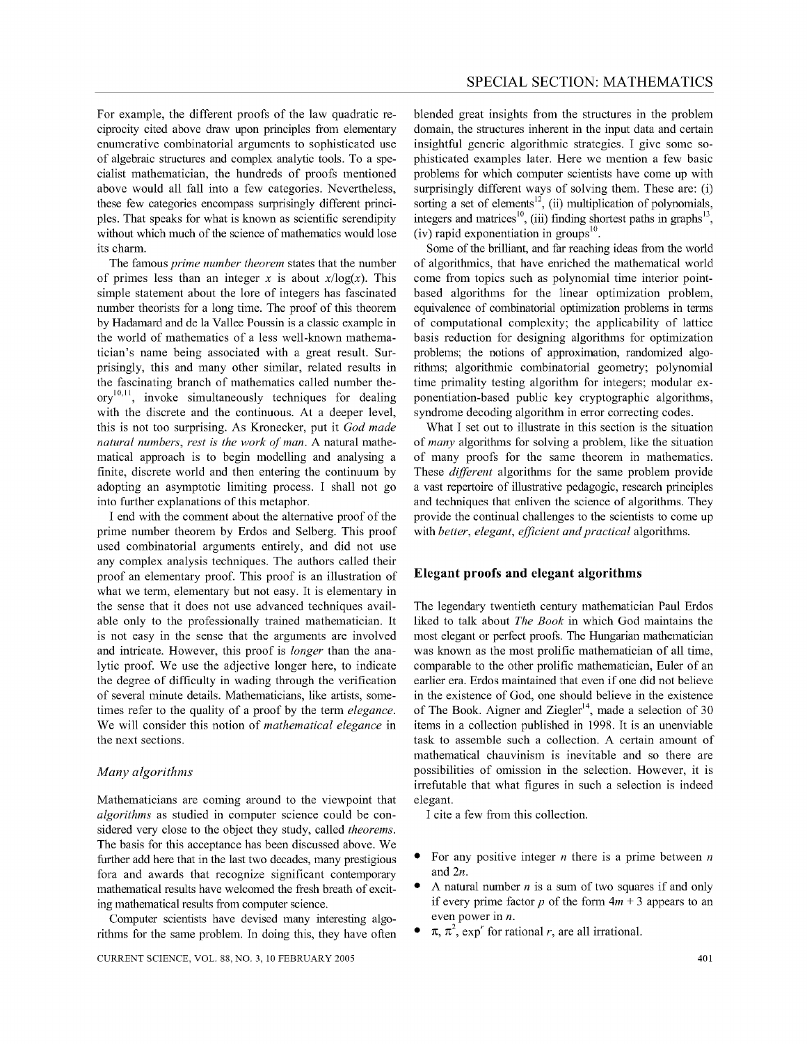For example, the different proofs of the law quadratic reciprocity cited above draw upon principles from elementary enumerative combinatorial arguments to sophisticated use of algebraic structures and complex analytic tools. To a specialist mathematician, the hundreds of proofs mentioned above would all fall into a few categories. Nevertheless, these few categories encompass surprisingly different principles. That speaks for what is known as scientific serendipity without which much of the science of mathematics would lose its charm.

The famous *prime number theorem* states that the number of primes less than an integer $x$ is about $x/\log(x)$. This simple statement about the lore of integers has fascinated number theorists for a long time. The proof of this theorem by Hadamard and de la Vallee Poussin is a classic example in the world of mathematics of a less well-known mathematician's name being associated with a great result. Surprisingly, this and many other similar, related results in the fascinating branch of mathematics called number theory[10,11], invoke simultaneously techniques for dealing with the discrete and the continuous. At a deeper level, this is not too surprising. As Kronecker, put it *God made natural numbers, rest is the work of man*. A natural mathematical approach is to begin modelling and analysing a finite, discrete world and then entering the continuum by adopting an asymptotic limiting process. I shall not go into further explanations of this metaphor.

I end with the comment about the alternative proof of the prime number theorem by Erdos and Selberg. This proof used combinatorial arguments entirely, and did not use any complex analysis techniques. The authors called their proof an elementary proof. This proof is an illustration of what we term, elementary but not easy. It is elementary in the sense that it does not use advanced techniques available only to the professionally trained mathematician. It is not easy in the sense that the arguments are involved and intricate. However, this proof is *longer* than the analytic proof. We use the adjective longer here, to indicate the degree of difficulty in wading through the verification of several minute details. Mathematicians, like artists, sometimes refer to the quality of a proof by the term *elegance*. We will consider this notion of *mathematical elegance* in the next sections.

### *Many algorithms*

Mathematicians are coming around to the viewpoint that *algorithms* as studied in computer science could be considered very close to the object they study, called *theorems*. The basis for this acceptance has been discussed above. We further add here that in the last two decades, many prestigious fora and awards that recognize significant contemporary mathematical results have welcomed the fresh breath of exciting mathematical results from computer science.

Computer scientists have devised many interesting algorithms for the same problem. In doing this, they have often blended great insights from the structures in the problem domain, the structures inherent in the input data and certain insightful generic algorithmic strategies. I give some sophisticated examples later. Here we mention a few basic problems for which computer scientists have come up with surprisingly different ways of solving them. These are: (i) sorting a set of elements[12], (ii) multiplication of polynomials, integers and matrices[10], (iii) finding shortest paths in graphs[13], (iv) rapid exponentiation in groups[10].

Some of the brilliant, and far reaching ideas from the world of algorithmics, that have enriched the mathematical world come from topics such as polynomial time interior point-based algorithms for the linear optimization problem, equivalence of combinatorial optimization problems in terms of computational complexity; the applicability of lattice basis reduction for designing algorithms for optimization problems; the notions of approximation, randomized algorithms; algorithmic combinatorial geometry; polynomial time primality testing algorithm for integers; modular exponentiation-based public key cryptographic algorithms, syndrome decoding algorithm in error correcting codes.

What I set out to illustrate in this section is the situation of *many* algorithms for solving a problem, like the situation of many proofs for the same theorem in mathematics. These *different* algorithms for the same problem provide a vast repertoire of illustrative pedagogic, research principles and techniques that enliven the science of algorithms. They provide the continual challenges to the scientists to come up with *better*, *elegant*, *efficient and practical* algorithms.

## Elegant proofs and elegant algorithms

The legendary twentieth century mathematician Paul Erdos liked to talk about *The Book* in which God maintains the most elegant or perfect proofs. The Hungarian mathematician was known as the most prolific mathematician of all time, comparable to the other prolific mathematician, Euler of an earlier era. Erdos maintained that even if one did not believe in the existence of God, one should believe in the existence of The Book. Aigner and Ziegler[14], made a selection of 30 items in a collection published in 1998. It is an unenviable task to assemble such a collection. A certain amount of mathematical chauvinism is inevitable and so there are possibilities of omission in the selection. However, it is irrefutable that what figures in such a selection is indeed elegant.

I cite a few from this collection.

- For any positive integer $n$ there is a prime between $n$ and $2n$.
- A natural number $n$ is a sum of two squares if and only if every prime factor $p$ of the form $4m + 3$ appears to an even power in $n$.
- $\pi$, $\pi^2$, $\exp^r$ for rational $r$, are all irrational.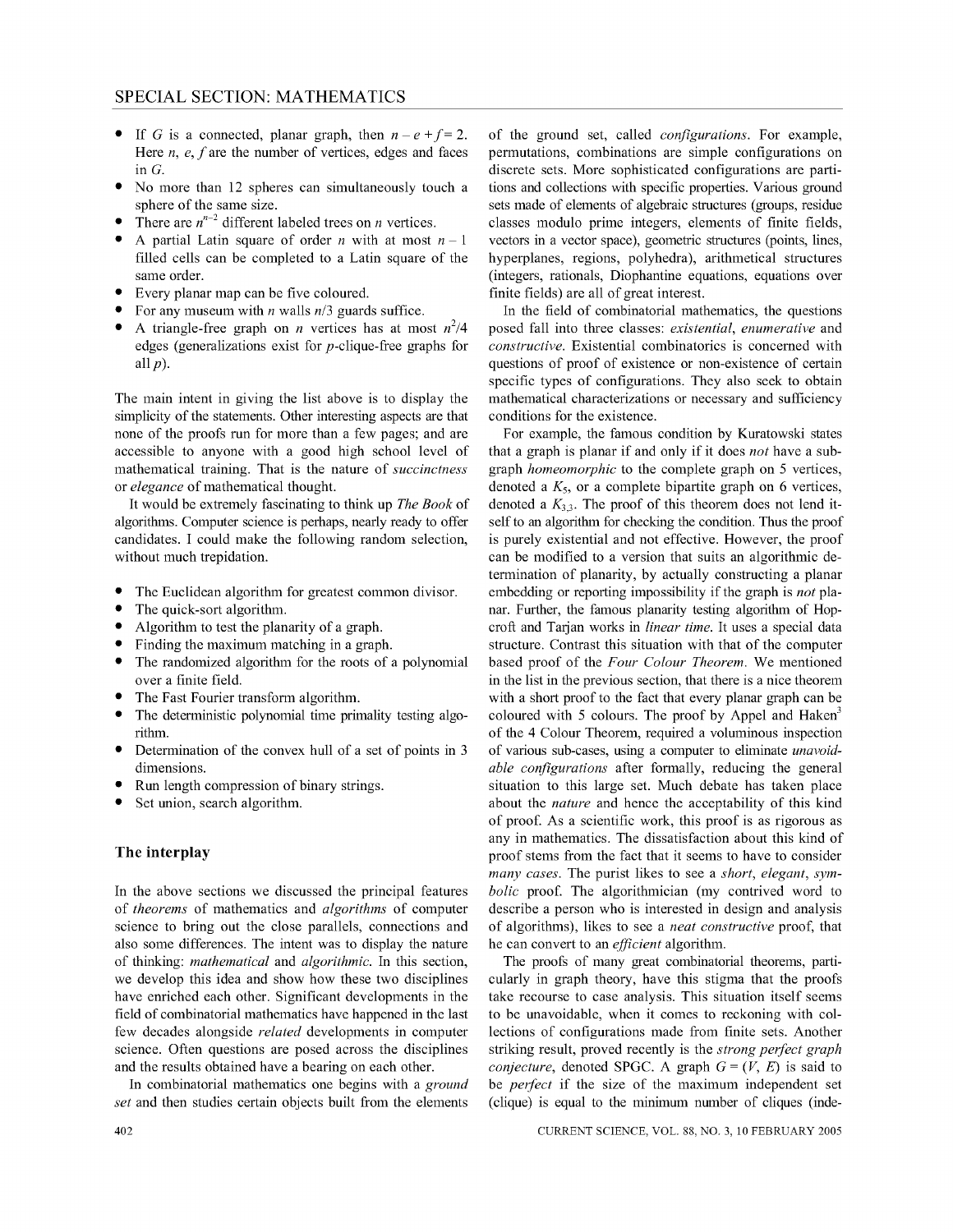- If $G$ is a connected, planar graph, then $n - e + f = 2$. Here $n$, $e$, $f$ are the number of vertices, edges and faces in $G$.
- No more than 12 spheres can simultaneously touch a sphere of the same size.
- There are $n^{n-2}$ different labeled trees on $n$ vertices.
- A partial Latin square of order $n$ with at most $n - 1$ filled cells can be completed to a Latin square of the same order.
- Every planar map can be five coloured.
- For any museum with $n$ walls $n/3$ guards suffice.
- A triangle-free graph on $n$ vertices has at most $n^2/4$ edges (generalizations exist for $p$-clique-free graphs for all $p$).

The main intent in giving the list above is to display the simplicity of the statements. Other interesting aspects are that none of the proofs run for more than a few pages; and are accessible to anyone with a good high school level of mathematical training. That is the nature of *succinctness* or *elegance* of mathematical thought.

It would be extremely fascinating to think up *The Book* of algorithms. Computer science is perhaps, nearly ready to offer candidates. I could make the following random selection, without much trepidation.

- The Euclidean algorithm for greatest common divisor.
- The quick-sort algorithm.
- Algorithm to test the planarity of a graph.
- Finding the maximum matching in a graph.
- The randomized algorithm for the roots of a polynomial over a finite field.
- The Fast Fourier transform algorithm.
- The deterministic polynomial time primality testing algorithm.
- Determination of the convex hull of a set of points in 3 dimensions.
- Run length compression of binary strings.
- Set union, search algorithm.

## The interplay

In the above sections we discussed the principal features of *theorems* of mathematics and *algorithms* of computer science to bring out the close parallels, connections and also some differences. The intent was to display the nature of thinking: *mathematical* and *algorithmic*. In this section, we develop this idea and show how these two disciplines have enriched each other. Significant developments in the field of combinatorial mathematics have happened in the last few decades alongside *related* developments in computer science. Often questions are posed across the disciplines and the results obtained have a bearing on each other.

In combinatorial mathematics one begins with a *ground set* and then studies certain objects built from the elements of the ground set, called *configurations*. For example, permutations, combinations are simple configurations on discrete sets. More sophisticated configurations are partitions and collections with specific properties. Various ground sets made of elements of algebraic structures (groups, residue classes modulo prime integers, elements of finite fields, vectors in a vector space), geometric structures (points, lines, hyperplanes, regions, polyhedra), arithmetical structures (integers, rationals, Diophantine equations, equations over finite fields) are all of great interest.

In the field of combinatorial mathematics, the questions posed fall into three classes: *existential*, *enumerative* and *constructive*. Existential combinatorics is concerned with questions of proof of existence or non-existence of certain specific types of configurations. They also seek to obtain mathematical characterizations or necessary and sufficiency conditions for the existence.

For example, the famous condition by Kuratowski states that a graph is planar if and only if it does *not* have a subgraph *homeomorphic* to the complete graph on 5 vertices, denoted a $K_5$, or a complete bipartite graph on 6 vertices, denoted a $K_{3,3}$. The proof of this theorem does not lend itself to an algorithm for checking the condition. Thus the proof is purely existential and not effective. However, the proof can be modified to a version that suits an algorithmic determination of planarity, by actually constructing a planar embedding or reporting impossibility if the graph is *not* planar. Further, the famous planarity testing algorithm of Hopcroft and Tarjan works in *linear time*. It uses a special data structure. Contrast this situation with that of the computer based proof of the *Four Colour Theorem*. We mentioned in the list in the previous section, that there is a nice theorem with a short proof to the fact that every planar graph can be coloured with 5 colours. The proof by Appel and Haken[3] of the 4 Colour Theorem, required a voluminous inspection of various sub-cases, using a computer to eliminate *unavoidable configurations* after formally, reducing the general situation to this large set. Much debate has taken place about the *nature* and hence the acceptability of this kind of proof. As a scientific work, this proof is as rigorous as any in mathematics. The dissatisfaction about this kind of proof stems from the fact that it seems to have to consider *many cases*. The purist likes to see a *short*, *elegant*, *symbolic* proof. The algorithmician (my contrived word to describe a person who is interested in design and analysis of algorithms), likes to see a *neat constructive* proof, that he can convert to an *efficient* algorithm.

The proofs of many great combinatorial theorems, particularly in graph theory, have this stigma that the proofs take recourse to case analysis. This situation itself seems to be unavoidable, when it comes to reckoning with collections of configurations made from finite sets. Another striking result, proved recently is the *strong perfect graph conjecture*, denoted SPGC. A graph $G = (V, E)$ is said to be *perfect* if the size of the maximum independent set (clique) is equal to the minimum number of cliques (inde-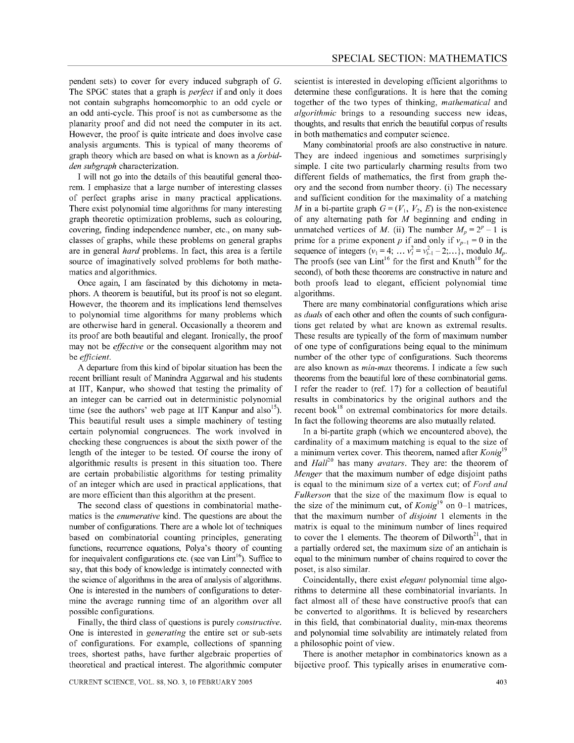pendent sets) to cover for every induced subgraph of $G$. The SPGC states that a graph is *perfect* if and only it does not contain subgraphs homeomorphic to an odd cycle or an odd anti-cycle. This proof is not as cumbersome as the planarity proof and did not need the computer in its act. However, the proof is quite intricate and does involve case analysis arguments. This is typical of many theorems of graph theory which are based on what is known as a *forbidden subgraph* characterization.

I will not go into the details of this beautiful general theorem. I emphasize that a large number of interesting classes of perfect graphs arise in many practical applications. There exist polynomial time algorithms for many interesting graph theoretic optimization problems, such as colouring, covering, finding independence number, etc., on many subclasses of graphs, while these problems on general graphs are in general *hard* problems. In fact, this area is a fertile source of imaginatively solved problems for both mathematics and algorithmics.

Once again, I am fascinated by this dichotomy in metaphors. A theorem is beautiful, but its proof is not so elegant. However, the theorem and its implications lend themselves to polynomial time algorithms for many problems which are otherwise hard in general. Occasionally a theorem and its proof are both beautiful and elegant. Ironically, the proof may not be *effective* or the consequent algorithm may not be *efficient*.

A departure from this kind of bipolar situation has been the recent brilliant result of Manindra Aggarwal and his students at IIT, Kanpur, who showed that testing the primality of an integer can be carried out in deterministic polynomial time (see the authors' web page at IIT Kanpur and also[15]). This beautiful result uses a simple machinery of testing certain polynomial congruences. The work involved in checking these congruences is about the sixth power of the length of the integer to be tested. Of course the irony of algorithmic results is present in this situation too. There are certain probabilistic algorithms for testing primality of an integer which are used in practical applications, that are more efficient than this algorithm at the present.

The second class of questions in combinatorial mathematics is the *enumerative* kind. The questions are about the number of configurations. There are a whole lot of techniques based on combinatorial counting principles, generating functions, recurrence equations, Polya's theory of counting for inequivalent configurations etc. (see van Lint[16]). Suffice to say, that this body of knowledge is intimately connected with the science of algorithms in the area of analysis of algorithms. One is interested in the numbers of configurations to determine the average running time of an algorithm over all possible configurations.

Finally, the third class of questions is purely *constructive*. One is interested in *generating* the entire set or sub-sets of configurations. For example, collections of spanning trees, shortest paths, have further algebraic properties of theoretical and practical interest. The algorithmic computer scientist is interested in developing efficient algorithms to determine these configurations. It is here that the coming together of the two types of thinking, *mathematical* and *algorithmic* brings to a resounding success new ideas, thoughts, and results that enrich the beautiful corpus of results in both mathematics and computer science.

Many combinatorial proofs are also constructive in nature. They are indeed ingenious and sometimes surprisingly simple. I cite two particularly charming results from two different fields of mathematics, the first from graph theory and the second from number theory. (i) The necessary and sufficient condition for the maximality of a matching $M$ in a bi-partite graph $G = (V_1, V_2, E)$ is the non-existence of any alternating path for $M$ beginning and ending in unmatched vertices of $M$. (ii) The number $M_p = 2^p - 1$ is prime for a prime exponent $p$ if and only if $v_{p-1} = 0$ in the sequence of integers $(v_1 = 4; \ldots v_i^2 = v_{i-1}^2 - 2; \ldots)$, modulo $M_p$. The proofs (see van Lint[16] for the first and Knuth[10] for the second), of both these theorems are constructive in nature and both proofs lead to elegant, efficient polynomial time algorithms.

There are many combinatorial configurations which arise as *duals* of each other and often the counts of such configurations get related by what are known as extremal results. These results are typically of the form of maximum number of one type of configurations being equal to the minimum number of the other type of configurations. Such theorems are also known as *min-max* theorems. I indicate a few such theorems from the beautiful lore of these combinatorial gems. I refer the reader to (ref. 17) for a collection of beautiful results in combinatorics by the original authors and the recent book[18] on extremal combinatorics for more details. In fact the following theorems are also mutually related.

In a bi-partite graph (which we encountered above), the cardinality of a maximum matching is equal to the size of a minimum vertex cover. This theorem, named after *Konig*[19] and *Hall*[20] has many *avatars*. They are: the theorem of *Menger* that the maximum number of edge disjoint paths is equal to the minimum size of a vertex cut; of *Ford and Fulkerson* that the size of the maximum flow is equal to the size of the minimum cut, of *Konig*[19] on 0–1 matrices, that the maximum number of *disjoint* 1 elements in the matrix is equal to the minimum number of lines required to cover the 1 elements. The theorem of Dilworth[21], that in a partially ordered set, the maximum size of an antichain is equal to the minimum number of chains required to cover the poset, is also similar.

Coincidentally, there exist *elegant* polynomial time algorithms to determine all these combinatorial invariants. In fact almost all of these have constructive proofs that can be converted to algorithms. It is believed by researchers in this field, that combinatorial duality, min-max theorems and polynomial time solvability are intimately related from a philosophic point of view.

There is another metaphor in combinatorics known as a bijective proof. This typically arises in enumerative com-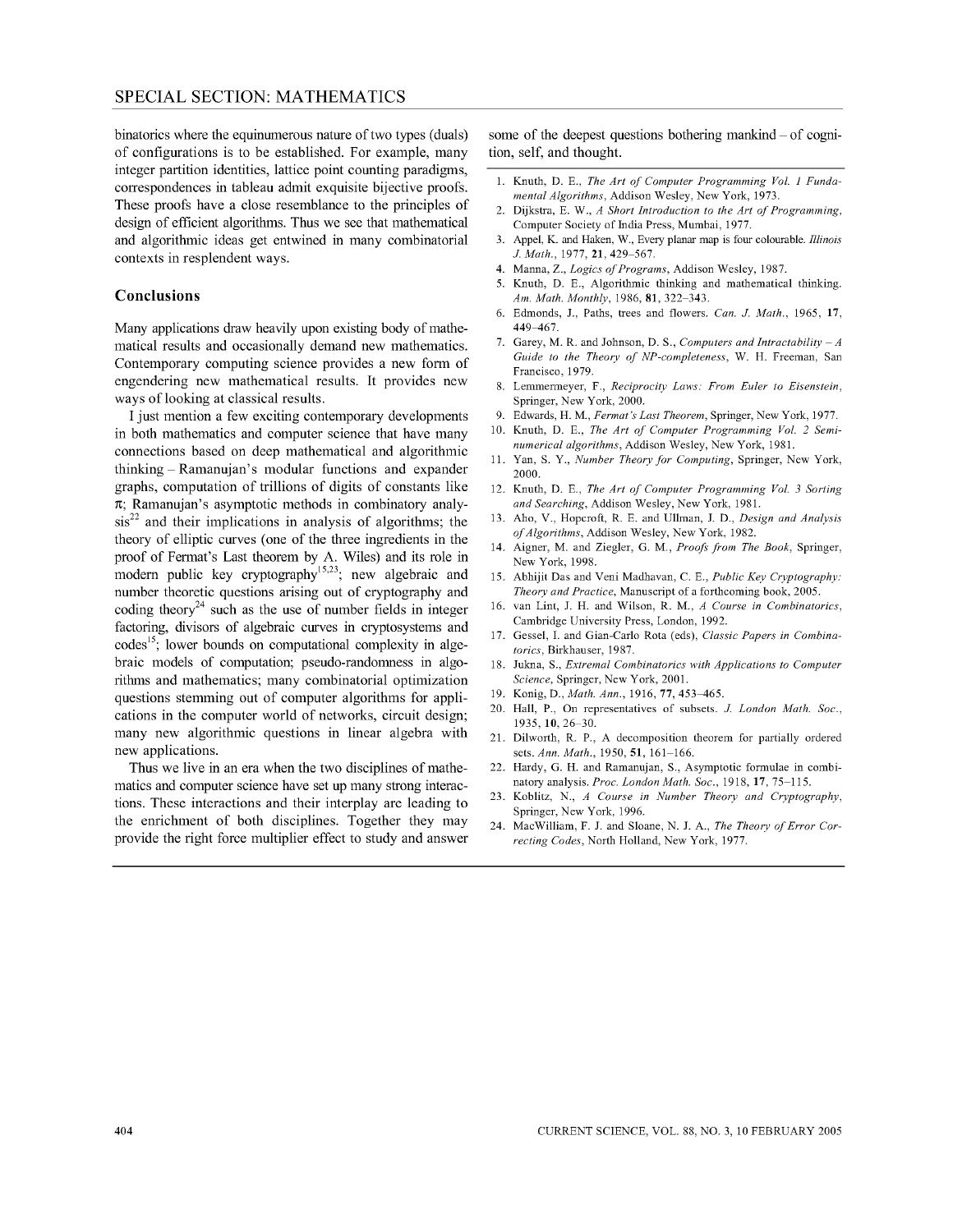binatorics where the equinumerous nature of two types (duals) of configurations is to be established. For example, many integer partition identities, lattice point counting paradigms, correspondences in tableau admit exquisite bijective proofs. These proofs have a close resemblance to the principles of design of efficient algorithms. Thus we see that mathematical and algorithmic ideas get entwined in many combinatorial contexts in resplendent ways.

## Conclusions

Many applications draw heavily upon existing body of mathematical results and occasionally demand new mathematics. Contemporary computing science provides a new form of engendering new mathematical results. It provides new ways of looking at classical results.

I just mention a few exciting contemporary developments in both mathematics and computer science that have many connections based on deep mathematical and algorithmic thinking – Ramanujan's modular functions and expander graphs, computation of trillions of digits of constants like $\pi$; Ramanujan's asymptotic methods in combinatory analysis[22] and their implications in analysis of algorithms; the theory of elliptic curves (one of the three ingredients in the proof of Fermat's Last theorem by A. Wiles) and its role in modern public key cryptography[15,23]; new algebraic and number theoretic questions arising out of cryptography and coding theory[24] such as the use of number fields in integer factoring, divisors of algebraic curves in cryptosystems and codes[15]; lower bounds on computational complexity in algebraic models of computation; pseudo-randomness in algorithms and mathematics; many combinatorial optimization questions stemming out of computer algorithms for applications in the computer world of networks, circuit design; many new algorithmic questions in linear algebra with new applications.

Thus we live in an era when the two disciplines of mathematics and computer science have set up many strong interactions. These interactions and their interplay are leading to the enrichment of both disciplines. Together they may provide the right force multiplier effect to study and answer some of the deepest questions bothering mankind – of cognition, self, and thought.

1. Knuth, D. E., *The Art of Computer Programming Vol. 1 Fundamental Algorithms*, Addison Wesley, New York, 1973.
2. Dijkstra, E. W., *A Short Introduction to the Art of Programming*, Computer Society of India Press, Mumbai, 1977.
3. Appel, K. and Haken, W., Every planar map is four colourable. *Illinois J. Math.*, 1977, **21**, 429–567.
4. Manna, Z., *Logics of Programs*, Addison Wesley, 1987.
5. Knuth, D. E., Algorithmic thinking and mathematical thinking. *Am. Math. Monthly*, 1986, **81**, 322–343.
6. Edmonds, J., Paths, trees and flowers. *Can. J. Math.*, 1965, **17**, 449–467.
7. Garey, M. R. and Johnson, D. S., *Computers and Intractability – A Guide to the Theory of NP-completeness*, W. H. Freeman, San Francisco, 1979.
8. Lemmermeyer, F., *Reciprocity Laws: From Euler to Eisenstein*, Springer, New York, 2000.
9. Edwards, H. M., *Fermat's Last Theorem*, Springer, New York, 1977.
10. Knuth, D. E., *The Art of Computer Programming Vol. 2 Seminumerical algorithms*, Addison Wesley, New York, 1981.
11. Yan, S. Y., *Number Theory for Computing*, Springer, New York, 2000.
12. Knuth, D. E., *The Art of Computer Programming Vol. 3 Sorting and Searching*, Addison Wesley, New York, 1981.
13. Aho, V., Hopcroft, R. E. and Ullman, J. D., *Design and Analysis of Algorithms*, Addison Wesley, New York, 1982.
14. Aigner, M. and Ziegler, G. M., *Proofs from The Book*, Springer, New York, 1998.
15. Abhijit Das and Veni Madhavan, C. E., *Public Key Cryptography: Theory and Practice*, Manuscript of a forthcoming book, 2005.
16. van Lint, J. H. and Wilson, R. M., *A Course in Combinatorics*, Cambridge University Press, London, 1992.
17. Gessel, I. and Gian-Carlo Rota (eds), *Classic Papers in Combinatorics*, Birkhauser, 1987.
18. Jukna, S., *Extremal Combinatorics with Applications to Computer Science*, Springer, New York, 2001.
19. Konig, D., *Math. Ann.*, 1916, **77**, 453–465.
20. Hall, P., On representatives of subsets. *J. London Math. Soc.*, 1935, **10**, 26–30.
21. Dilworth, R. P., A decomposition theorem for partially ordered sets. *Ann. Math.*, 1950, **51**, 161–166.
22. Hardy, G. H. and Ramanujan, S., Asymptotic formulae in combinatory analysis. *Proc. London Math. Soc.*, 1918, **17**, 75–115.
23. Koblitz, N., *A Course in Number Theory and Cryptography*, Springer, New York, 1996.
24. MacWilliam, F. J. and Sloane, N. J. A., *The Theory of Error Correcting Codes*, North Holland, New York, 1977.